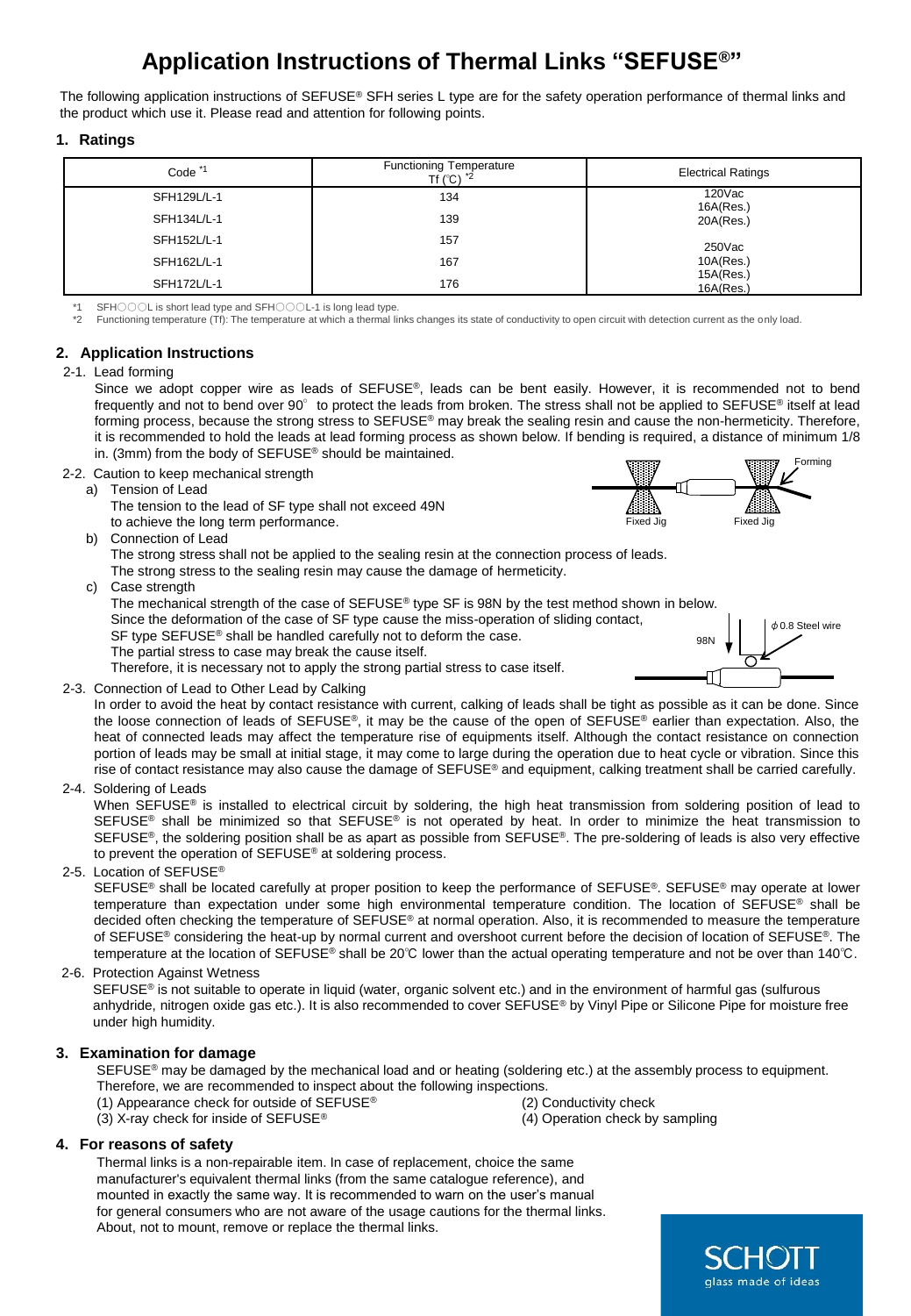# Application Instructions of Thermal Links "SEFUSE®"

The following application instructions of SEFUSE® SFH series L type are for the safety operation performance of thermal links and the product which use it. Please read and attention for following points.

## 1. Ratings

| Code [*1] | Functioning Temperature Tf (℃) [*2] | Electrical Ratings |
|---|---|---|
| SFH129L/L-1 | 134 | 120Vac<br>16A(Res.)<br>20A(Res.) |
| SFH134L/L-1 | 139 | |
| SFH152L/L-1 | 157 | 250Vac<br>10A(Res.)<br>15A(Res.)<br>16A(Res.) |
| SFH162L/L-1 | 167 | |
| SFH172L/L-1 | 176 | |

*1 SFH○○○L is short lead type and SFH○○○L-1 is long lead type.
*2 Functioning temperature (Tf): The temperature at which a thermal links changes its state of conductivity to open circuit with detection current as the only load.

## 2. Application Instructions

2-1. Lead forming

Since we adopt copper wire as leads of SEFUSE®, leads can be bent easily. However, it is recommended not to bend frequently and not to bend over 90° to protect the leads from broken. The stress shall not be applied to SEFUSE® itself at lead forming process, because the strong stress to SEFUSE® may break the sealing resin and cause the non-hermeticity. Therefore, it is recommended to hold the leads at lead forming process as shown below. If bending is required, a distance of minimum 1/8 in. (3mm) from the body of SEFUSE® should be maintained.

Fixed Jig    Fixed Jig    Forming

2-2. Caution to keep mechanical strength

a) Tension of Lead
The tension to the lead of SF type shall not exceed 49N to achieve the long term performance.

b) Connection of Lead
The strong stress shall not be applied to the sealing resin at the connection process of leads.
The strong stress to the sealing resin may cause the damage of hermeticity.

c) Case strength
The mechanical strength of the case of SEFUSE® type SF is 98N by the test method shown in below.
Since the deformation of the case of SF type cause the miss-operation of sliding contact, SF type SEFUSE® shall be handled carefully not to deform the case.
The partial stress to case may break the cause itself.
Therefore, it is necessary not to apply the strong partial stress to case itself.

98N    ϕ0.8 Steel wire

2-3. Connection of Lead to Other Lead by Calking

In order to avoid the heat by contact resistance with current, calking of leads shall be tight as possible as it can be done. Since the loose connection of leads of SEFUSE®, it may be the cause of the open of SEFUSE® earlier than expectation. Also, the heat of connected leads may affect the temperature rise of equipments itself. Although the contact resistance on connection portion of leads may be small at initial stage, it may come to large during the operation due to heat cycle or vibration. Since this rise of contact resistance may also cause the damage of SEFUSE® and equipment, calking treatment shall be carried carefully.

2-4. Soldering of Leads

When SEFUSE® is installed to electrical circuit by soldering, the high heat transmission from soldering position of lead to SEFUSE® shall be minimized so that SEFUSE® is not operated by heat. In order to minimize the heat transmission to SEFUSE®, the soldering position shall be as apart as possible from SEFUSE®. The pre-soldering of leads is also very effective to prevent the operation of SEFUSE® at soldering process.

2-5. Location of SEFUSE®

SEFUSE® shall be located carefully at proper position to keep the performance of SEFUSE®. SEFUSE® may operate at lower temperature than expectation under some high environmental temperature condition. The location of SEFUSE® shall be decided often checking the temperature of SEFUSE® at normal operation. Also, it is recommended to measure the temperature of SEFUSE® considering the heat-up by normal current and overshoot current before the decision of location of SEFUSE®. The temperature at the location of SEFUSE® shall be 20℃ lower than the actual operating temperature and not be over than 140℃.

2-6. Protection Against Wetness

SEFUSE® is not suitable to operate in liquid (water, organic solvent etc.) and in the environment of harmful gas (sulfurous anhydride, nitrogen oxide gas etc.). It is also recommended to cover SEFUSE® by Vinyl Pipe or Silicone Pipe for moisture free under high humidity.

## 3. Examination for damage

SEFUSE® may be damaged by the mechanical load and or heating (soldering etc.) at the assembly process to equipment. Therefore, we are recommended to inspect about the following inspections.

(1) Appearance check for outside of SEFUSE®
(2) Conductivity check
(3) X-ray check for inside of SEFUSE®
(4) Operation check by sampling

## 4. For reasons of safety

Thermal links is a non-repairable item. In case of replacement, choice the same manufacturer's equivalent thermal links (from the same catalogue reference), and mounted in exactly the same way. It is recommended to warn on the user's manual for general consumers who are not aware of the usage cautions for the thermal links. About, not to mount, remove or replace the thermal links.

SCHOTT
glass made of ideas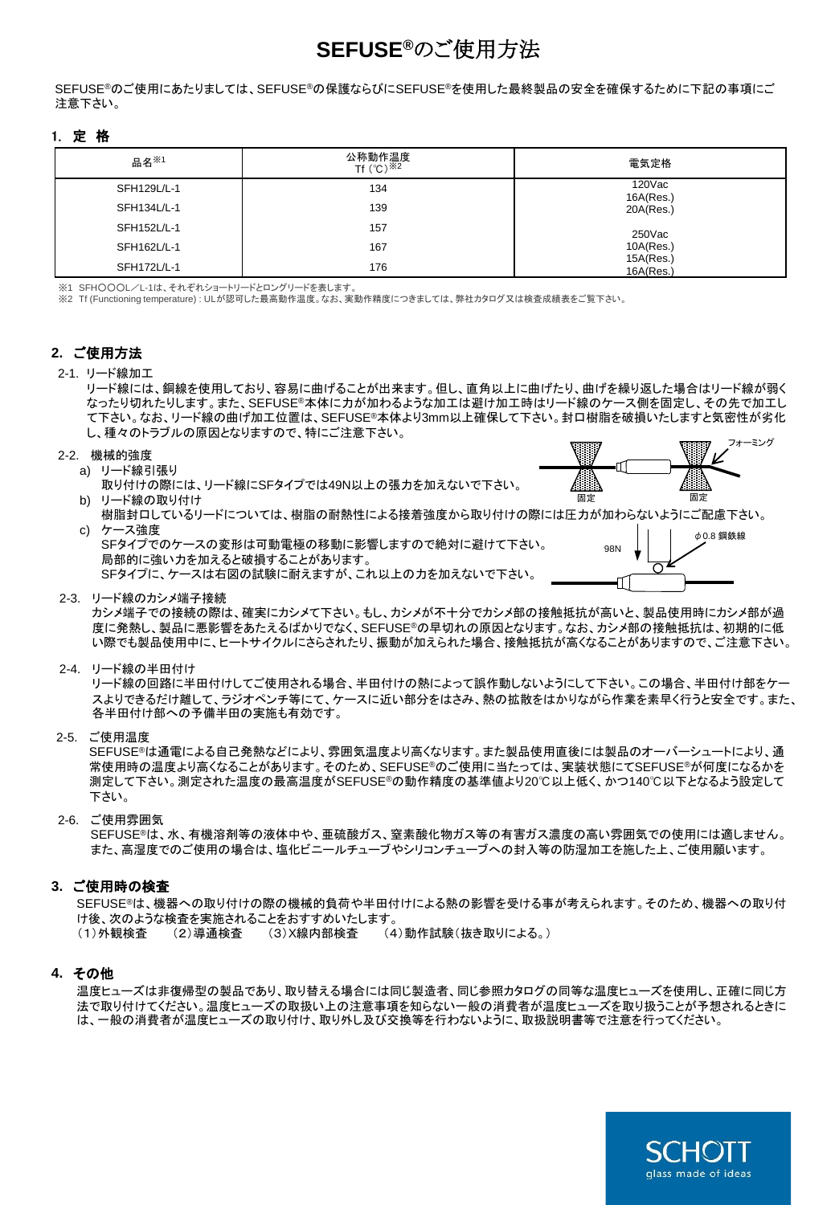# SEFUSE®のご使用方法

SEFUSE®のご使用にあたりましては、SEFUSE®の保護ならびにSEFUSE®を使用した最終製品の安全を確保するために下記の事項にご注意下さい。

## 1. 定 格

| 品名※1 | 公称動作温度 Tf (℃)※2 | 電気定格 |
|---|---|---|
| SFH129L/L-1 | 134 | 120Vac 16A(Res.) 20A(Res.) |
| SFH134L/L-1 | 139 | |
| SFH152L/L-1 | 157 | 250Vac 10A(Res.) 15A(Res.) 16A(Res.) |
| SFH162L/L-1 | 167 | |
| SFH172L/L-1 | 176 | |

※1 SFH○○○L／L-1は、それぞれショートリードとロングリードを表します。
※2 Tf (Functioning temperature) : ULが認可した最高動作温度。なお、実動作精度につきましては、弊社カタログ又は検査成績表をご覧下さい。

## 2. ご使用方法

2-1. リード線加工

リード線には、銅線を使用しており、容易に曲げることが出来ます。但し、直角以上に曲げたり、曲げを繰り返した場合はリード線が弱くなったり切れたりします。また、SEFUSE®本体に力が加わるような加工は避け加工時はリード線のケース側を固定し、その先で加工して下さい。なお、リード線の曲げ加工位置は、SEFUSE®本体より3mm以上確保して下さい。封口樹脂を破損いたしますと気密性が劣化し、種々のトラブルの原因となりますので、特にご注意下さい。

フォーミング
固定
固定

2-2. 機械的強度

a) リード線引張り
取り付けの際には、リード線にSFタイプでは49N以上の張力を加えないで下さい。

b) リード線の取り付け
樹脂封口しているリードについては、樹脂の耐熱性による接着強度から取り付けの際には圧力が加わらないようにご配慮下さい。

c) ケース強度
SFタイプでのケースの変形は可動電極の移動に影響しますので絶対に避けて下さい。
局部的に強い力を加えると破損することがあります。
SFタイプに、ケースは右図の試験に耐えますが、これ以上の力を加えないで下さい。

98N
φ0.8 鋼鉄線

2-3. リード線のカシメ端子接続

カシメ端子での接続の際は、確実にカシメて下さい。もし、カシメが不十分でカシメ部の接触抵抗が高いと、製品使用時にカシメ部が過度に発熱し、製品に悪影響をあたえるばかりでなく、SEFUSE®の早切れの原因となります。なお、カシメ部の接触抵抗は、初期的に低い際でも製品使用中に、ヒートサイクルにさらされたり、振動が加えられた場合、接触抵抗が高くなることがありますので、ご注意下さい。

2-4. リード線の半田付け

リード線の回路に半田付けしてご使用される場合、半田付けの熱によって誤作動しないようにして下さい。この場合、半田付け部をケースよりできるだけ離して、ラジオペンチ等にて、ケースに近い部分をはさみ、熱の拡散をはかりながら作業を素早く行うと安全です。また、各半田付け部への予備半田の実施も有効です。

2-5. ご使用温度

SEFUSE®は通電による自己発熱などにより、雰囲気温度より高くなります。また製品使用直後には製品のオーバーシュートにより、通常使用時の温度より高くなることがあります。そのため、SEFUSE®のご使用に当たっては、実装状態にてSEFUSE®が何度になるかを測定して下さい。測定された温度の最高温度がSEFUSE®の動作精度の基準値より20℃以上低く、かつ140℃以下となるよう設定して下さい。

2-6. ご使用雰囲気

SEFUSE®は、水、有機溶剤等の液体中や、亜硫酸ガス、窒素酸化物ガス等の有害ガス濃度の高い雰囲気での使用には適しません。
また、高湿度でのご使用の場合は、塩化ビニールチューブやシリコンチューブへの封入等の防湿加工を施した上、ご使用願います。

## 3. ご使用時の検査

SEFUSE®は、機器への取り付けの際の機械的負荷や半田付けによる熱の影響を受ける事が考えられます。そのため、機器への取り付け後、次のような検査を実施されることをおすすめいたします。
（1）外観検査　（2）導通検査　（3）X線内部検査　（4）動作試験（抜き取りによる。）

## 4. その他

温度ヒューズは非復帰型の製品であり、取り替える場合には同じ製造者、同じ参照カタログの同等な温度ヒューズを使用し、正確に同じ方法で取り付けてください。温度ヒューズの取扱い上の注意事項を知らない一般の消費者が温度ヒューズを取扱うことが予想されるときには、一般の消費者が温度ヒューズの取り付け、取り外し及び交換等を行わないように、取扱説明書等で注意を行ってください。

SCHOTT
glass made of ideas